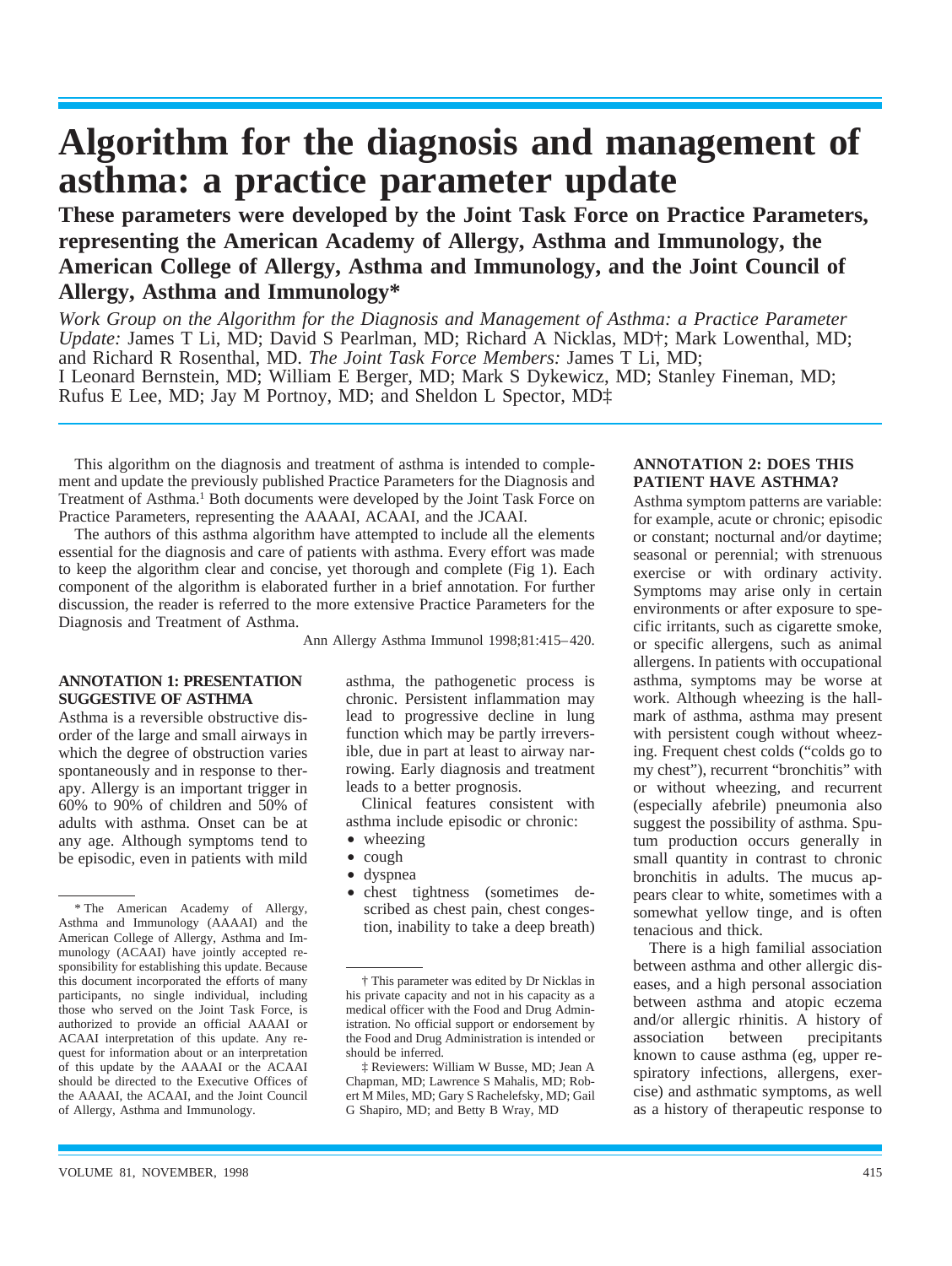# Algorithm for the diagnosis and management of asthma: a practice parameter update

## These parameters were developed by the Joint Task Force on Practice Parameters, representing the American Academy of Allergy, Asthma and Immunology, the American College of Allergy, Asthma and Immunology, and the Joint Council of Allergy, Asthma and Immunology*

*Work Group on the Algorithm for the Diagnosis and Management of Asthma: a Practice Parameter Update:* James T Li, MD; David S Pearlman, MD; Richard A Nicklas, MD†; Mark Lowenthal, MD; and Richard R Rosenthal, MD. *The Joint Task Force Members:* James T Li, MD; I Leonard Bernstein, MD; William E Berger, MD; Mark S Dykewicz, MD; Stanley Fineman, MD; Rufus E Lee, MD; Jay M Portnoy, MD; and Sheldon L Spector, MD‡

This algorithm on the diagnosis and treatment of asthma is intended to complement and update the previously published Practice Parameters for the Diagnosis and Treatment of Asthma.[1] Both documents were developed by the Joint Task Force on Practice Parameters, representing the AAAAI, ACAAI, and the JCAAI.

The authors of this asthma algorithm have attempted to include all the elements essential for the diagnosis and care of patients with asthma. Every effort was made to keep the algorithm clear and concise, yet thorough and complete (Fig 1). Each component of the algorithm is elaborated further in a brief annotation. For further discussion, the reader is referred to the more extensive Practice Parameters for the Diagnosis and Treatment of Asthma.

Ann Allergy Asthma Immunol 1998;81:415–420.

### ANNOTATION 1: PRESENTATION SUGGESTIVE OF ASTHMA

Asthma is a reversible obstructive disorder of the large and small airways in which the degree of obstruction varies spontaneously and in response to therapy. Allergy is an important trigger in 60% to 90% of children and 50% of adults with asthma. Onset can be at any age. Although symptoms tend to be episodic, even in patients with mild asthma, the pathogenetic process is chronic. Persistent inflammation may lead to progressive decline in lung function which may be partly irreversible, due in part at least to airway narrowing. Early diagnosis and treatment leads to a better prognosis.

Clinical features consistent with asthma include episodic or chronic:

- wheezing
- cough
- dyspnea
- chest tightness (sometimes described as chest pain, chest congestion, inability to take a deep breath)

### ANNOTATION 2: DOES THIS PATIENT HAVE ASTHMA?

Asthma symptom patterns are variable: for example, acute or chronic; episodic or constant; nocturnal and/or daytime; seasonal or perennial; with strenuous exercise or with ordinary activity. Symptoms may arise only in certain environments or after exposure to specific irritants, such as cigarette smoke, or specific allergens, such as animal allergens. In patients with occupational asthma, symptoms may be worse at work. Although wheezing is the hallmark of asthma, asthma may present with persistent cough without wheezing. Frequent chest colds ("colds go to my chest"), recurrent "bronchitis" with or without wheezing, and recurrent (especially afebrile) pneumonia also suggest the possibility of asthma. Sputum production occurs generally in small quantity in contrast to chronic bronchitis in adults. The mucus appears clear to white, sometimes with a somewhat yellow tinge, and is often tenacious and thick.

There is a high familial association between asthma and other allergic diseases, and a high personal association between asthma and atopic eczema and/or allergic rhinitis. A history of association between precipitants known to cause asthma (eg, upper respiratory infections, allergens, exercise) and asthmatic symptoms, as well as a history of therapeutic response to

---

* The American Academy of Allergy, Asthma and Immunology (AAAAI) and the American College of Allergy, Asthma and Immunology (ACAAI) have jointly accepted responsibility for establishing this update. Because this document incorporated the efforts of many participants, no single individual, including those who served on the Joint Task Force, is authorized to provide an official AAAAI or ACAAI interpretation of this update. Any request for information about or an interpretation of this update by the AAAAI or the ACAAI should be directed to the Executive Offices of the AAAAI, the ACAAI, and the Joint Council of Allergy, Asthma and Immunology.

† This parameter was edited by Dr Nicklas in his private capacity and not in his capacity as a medical officer with the Food and Drug Administration. No official support or endorsement by the Food and Drug Administration is intended or should be inferred.

‡ Reviewers: William W Busse, MD; Jean A Chapman, MD; Lawrence S Mahalis, MD; Robert M Miles, MD; Gary S Rachelefsky, MD; Gail G Shapiro, MD; and Betty B Wray, MD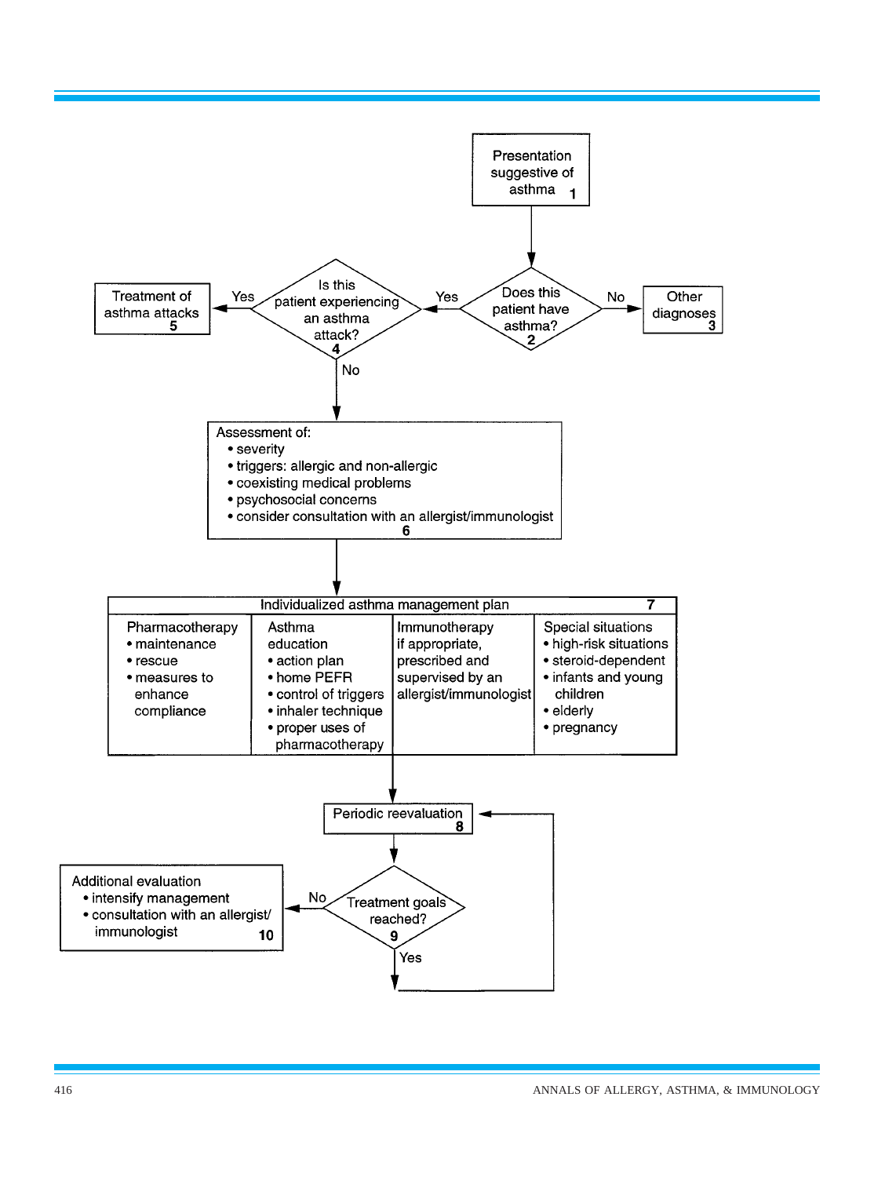Presentation suggestive of asthma 1

Does this patient have asthma? 2

No → Other diagnoses 3

Yes → Is this patient experiencing an asthma attack? 4

Yes → Treatment of asthma attacks 5

No → Assessment of: 6

- severity
- triggers: allergic and non-allergic
- coexisting medical problems
- psychosocial concerns
- consider consultation with an allergist/immunologist

Individualized asthma management plan 7

| Pharmacotherapy | Asthma education | Immunotherapy | Special situations |
| --- | --- | --- | --- |
| • maintenance<br>• rescue<br>• measures to enhance compliance | • action plan<br>• home PEFR<br>• control of triggers<br>• inhaler technique<br>• proper uses of pharmacotherapy | if appropriate, prescribed and supervised by an allergist/immunologist | • high-risk situations<br>• steroid-dependent<br>• infants and young children<br>• elderly<br>• pregnancy |

Periodic reevaluation 8

Treatment goals reached? 9

Yes → Periodic reevaluation 8

No → Additional evaluation 10

- intensify management
- consultation with an allergist/immunologist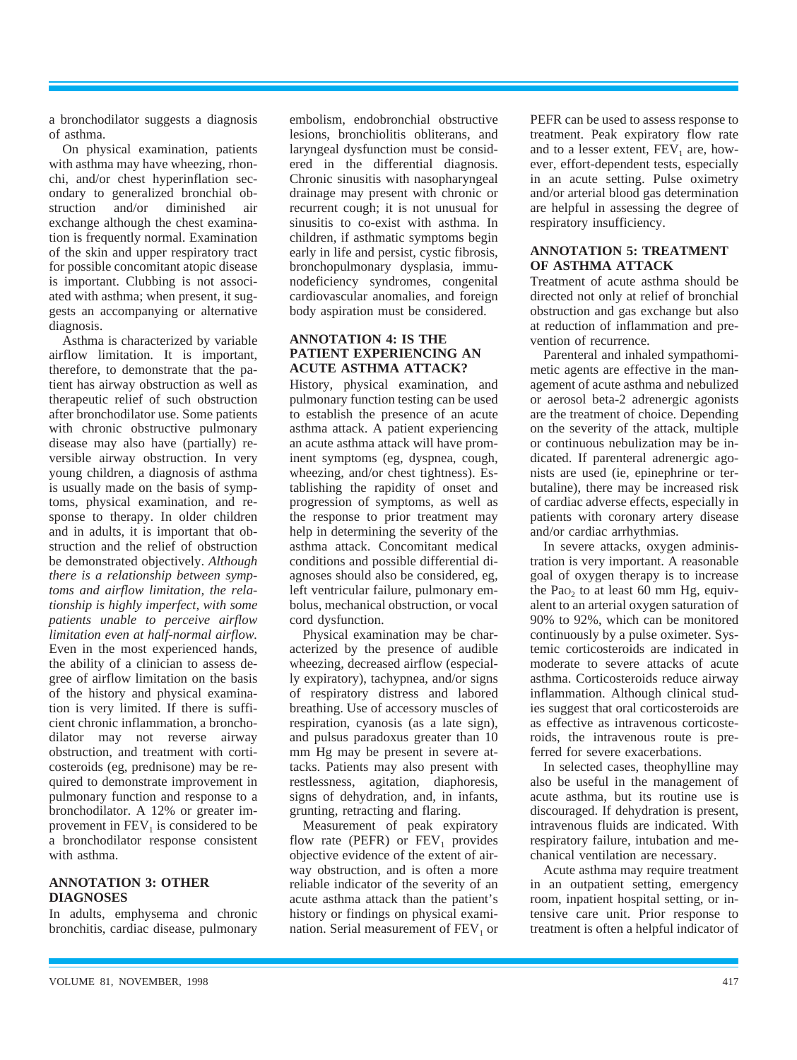a bronchodilator suggests a diagnosis of asthma.

On physical examination, patients with asthma may have wheezing, rhonchi, and/or chest hyperinflation secondary to generalized bronchial obstruction and/or diminished air exchange although the chest examination is frequently normal. Examination of the skin and upper respiratory tract for possible concomitant atopic disease is important. Clubbing is not associated with asthma; when present, it suggests an accompanying or alternative diagnosis.

Asthma is characterized by variable airflow limitation. It is important, therefore, to demonstrate that the patient has airway obstruction as well as therapeutic relief of such obstruction after bronchodilator use. Some patients with chronic obstructive pulmonary disease may also have (partially) reversible airway obstruction. In very young children, a diagnosis of asthma is usually made on the basis of symptoms, physical examination, and response to therapy. In older children and in adults, it is important that obstruction and the relief of obstruction be demonstrated objectively. *Although there is a relationship between symptoms and airflow limitation, the relationship is highly imperfect, with some patients unable to perceive airflow limitation even at half-normal airflow.* Even in the most experienced hands, the ability of a clinician to assess degree of airflow limitation on the basis of the history and physical examination is very limited. If there is sufficient chronic inflammation, a bronchodilator may not reverse airway obstruction, and treatment with corticosteroids (eg, prednisone) may be required to demonstrate improvement in pulmonary function and response to a bronchodilator. A 12% or greater improvement in $FEV_1$ is considered to be a bronchodilator response consistent with asthma.

## ANNOTATION 3: OTHER DIAGNOSES

In adults, emphysema and chronic bronchitis, cardiac disease, pulmonary embolism, endobronchial obstructive lesions, bronchiolitis obliterans, and laryngeal dysfunction must be considered in the differential diagnosis. Chronic sinusitis with nasopharyngeal drainage may present with chronic or recurrent cough; it is not unusual for sinusitis to co-exist with asthma. In children, if asthmatic symptoms begin early in life and persist, cystic fibrosis, bronchopulmonary dysplasia, immunodeficiency syndromes, congenital cardiovascular anomalies, and foreign body aspiration must be considered.

## ANNOTATION 4: IS THE PATIENT EXPERIENCING AN ACUTE ASTHMA ATTACK?

History, physical examination, and pulmonary function testing can be used to establish the presence of an acute asthma attack. A patient experiencing an acute asthma attack will have prominent symptoms (eg, dyspnea, cough, wheezing, and/or chest tightness). Establishing the rapidity of onset and progression of symptoms, as well as the response to prior treatment may help in determining the severity of the asthma attack. Concomitant medical conditions and possible differential diagnoses should also be considered, eg, left ventricular failure, pulmonary embolus, mechanical obstruction, or vocal cord dysfunction.

Physical examination may be characterized by the presence of audible wheezing, decreased airflow (especially expiratory), tachypnea, and/or signs of respiratory distress and labored breathing. Use of accessory muscles of respiration, cyanosis (as a late sign), and pulsus paradoxus greater than 10 mm Hg may be present in severe attacks. Patients may also present with restlessness, agitation, diaphoresis, signs of dehydration, and, in infants, grunting, retracting and flaring.

Measurement of peak expiratory flow rate (PEFR) or $FEV_1$ provides objective evidence of the extent of airway obstruction, and is often a more reliable indicator of the severity of an acute asthma attack than the patient's history or findings on physical examination. Serial measurement of $FEV_1$ or PEFR can be used to assess response to treatment. Peak expiratory flow rate and to a lesser extent, $FEV_1$ are, however, effort-dependent tests, especially in an acute setting. Pulse oximetry and/or arterial blood gas determination are helpful in assessing the degree of respiratory insufficiency.

## ANNOTATION 5: TREATMENT OF ASTHMA ATTACK

Treatment of acute asthma should be directed not only at relief of bronchial obstruction and gas exchange but also at reduction of inflammation and prevention of recurrence.

Parenteral and inhaled sympathomimetic agents are effective in the management of acute asthma and nebulized or aerosol beta-2 adrenergic agonists are the treatment of choice. Depending on the severity of the attack, multiple or continuous nebulization may be indicated. If parenteral adrenergic agonists are used (ie, epinephrine or terbutaline), there may be increased risk of cardiac adverse effects, especially in patients with coronary artery disease and/or cardiac arrhythmias.

In severe attacks, oxygen administration is very important. A reasonable goal of oxygen therapy is to increase the $Pa_{O_2}$ to at least 60 mm Hg, equivalent to an arterial oxygen saturation of 90% to 92%, which can be monitored continuously by a pulse oximeter. Systemic corticosteroids are indicated in moderate to severe attacks of acute asthma. Corticosteroids reduce airway inflammation. Although clinical studies suggest that oral corticosteroids are as effective as intravenous corticosteroids, the intravenous route is preferred for severe exacerbations.

In selected cases, theophylline may also be useful in the management of acute asthma, but its routine use is discouraged. If dehydration is present, intravenous fluids are indicated. With respiratory failure, intubation and mechanical ventilation are necessary.

Acute asthma may require treatment in an outpatient setting, emergency room, inpatient hospital setting, or intensive care unit. Prior response to treatment is often a helpful indicator of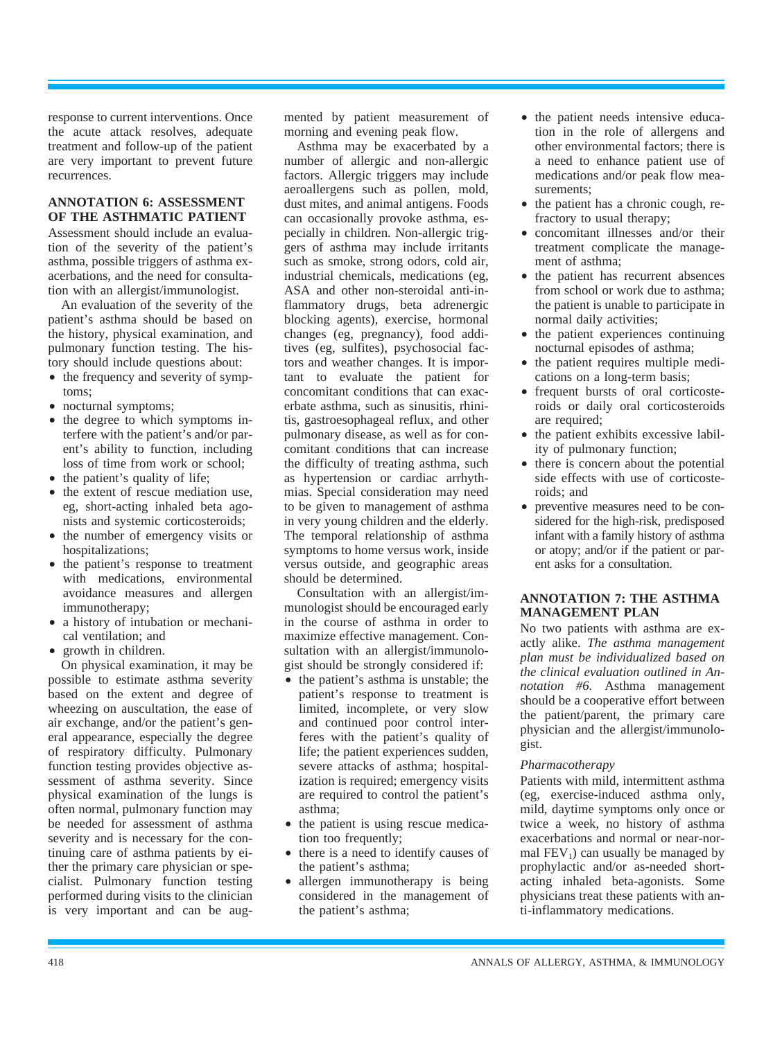response to current interventions. Once the acute attack resolves, adequate treatment and follow-up of the patient are very important to prevent future recurrences.

## ANNOTATION 6: ASSESSMENT OF THE ASTHMATIC PATIENT

Assessment should include an evaluation of the severity of the patient's asthma, possible triggers of asthma exacerbations, and the need for consultation with an allergist/immunologist.

An evaluation of the severity of the patient's asthma should be based on the history, physical examination, and pulmonary function testing. The history should include questions about:

- the frequency and severity of symptoms;
- nocturnal symptoms;
- the degree to which symptoms interfere with the patient's and/or parent's ability to function, including loss of time from work or school;
- the patient's quality of life;
- the extent of rescue mediation use, eg, short-acting inhaled beta agonists and systemic corticosteroids;
- the number of emergency visits or hospitalizations;
- the patient's response to treatment with medications, environmental avoidance measures and allergen immunotherapy;
- a history of intubation or mechanical ventilation; and
- growth in children.

On physical examination, it may be possible to estimate asthma severity based on the extent and degree of wheezing on auscultation, the ease of air exchange, and/or the patient's general appearance, especially the degree of respiratory difficulty. Pulmonary function testing provides objective assessment of asthma severity. Since physical examination of the lungs is often normal, pulmonary function may be needed for assessment of asthma severity and is necessary for the continuing care of asthma patients by either the primary care physician or specialist. Pulmonary function testing performed during visits to the clinician is very important and can be augmented by patient measurement of morning and evening peak flow.

Asthma may be exacerbated by a number of allergic and non-allergic factors. Allergic triggers may include aeroallergens such as pollen, mold, dust mites, and animal antigens. Foods can occasionally provoke asthma, especially in children. Non-allergic triggers of asthma may include irritants such as smoke, strong odors, cold air, industrial chemicals, medications (eg, ASA and other non-steroidal anti-inflammatory drugs, beta adrenergic blocking agents), exercise, hormonal changes (eg, pregnancy), food additives (eg, sulfites), psychosocial factors and weather changes. It is important to evaluate the patient for concomitant conditions that can exacerbate asthma, such as sinusitis, rhinitis, gastroesophageal reflux, and other pulmonary disease, as well as for concomitant conditions that can increase the difficulty of treating asthma, such as hypertension or cardiac arrhythmias. Special consideration may need to be given to management of asthma in very young children and the elderly. The temporal relationship of asthma symptoms to home versus work, inside versus outside, and geographic areas should be determined.

Consultation with an allergist/immunologist should be encouraged early in the course of asthma in order to maximize effective management. Consultation with an allergist/immunologist should be strongly considered if:

- the patient's asthma is unstable; the patient's response to treatment is limited, incomplete, or very slow and continued poor control interferes with the patient's quality of life; the patient experiences sudden, severe attacks of asthma; hospitalization is required; emergency visits are required to control the patient's asthma;
- the patient is using rescue medication too frequently;
- there is a need to identify causes of the patient's asthma;
- allergen immunotherapy is being considered in the management of the patient's asthma;
- the patient needs intensive education in the role of allergens and other environmental factors; there is a need to enhance patient use of medications and/or peak flow measurements;
- the patient has a chronic cough, refractory to usual therapy;
- concomitant illnesses and/or their treatment complicate the management of asthma;
- the patient has recurrent absences from school or work due to asthma; the patient is unable to participate in normal daily activities;
- the patient experiences continuing nocturnal episodes of asthma;
- the patient requires multiple medications on a long-term basis;
- frequent bursts of oral corticosteroids or daily oral corticosteroids are required;
- the patient exhibits excessive lability of pulmonary function;
- there is concern about the potential side effects with use of corticosteroids; and
- preventive measures need to be considered for the high-risk, predisposed infant with a family history of asthma or atopy; and/or if the patient or parent asks for a consultation.

## ANNOTATION 7: THE ASTHMA MANAGEMENT PLAN

No two patients with asthma are exactly alike. *The asthma management plan must be individualized based on the clinical evaluation outlined in Annotation #6.* Asthma management should be a cooperative effort between the patient/parent, the primary care physician and the allergist/immunologist.

### *Pharmacotherapy*

Patients with mild, intermittent asthma (eg, exercise-induced asthma only, mild, daytime symptoms only once or twice a week, no history of asthma exacerbations and normal or near-normal $FEV_1$) can usually be managed by prophylactic and/or as-needed short-acting inhaled beta-agonists. Some physicians treat these patients with anti-inflammatory medications.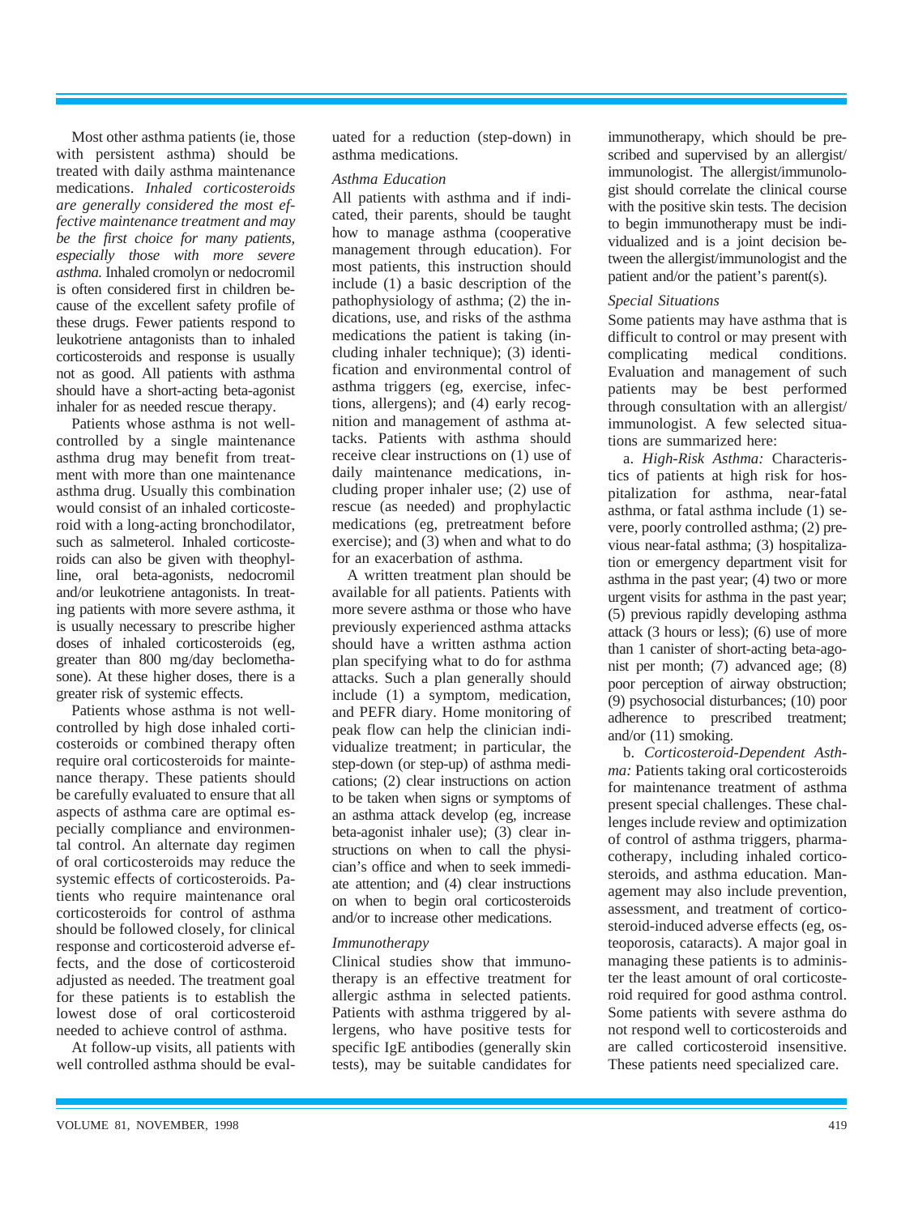Most other asthma patients (ie, those with persistent asthma) should be treated with daily asthma maintenance medications. *Inhaled corticosteroids are generally considered the most effective maintenance treatment and may be the first choice for many patients, especially those with more severe asthma.* Inhaled cromolyn or nedocromil is often considered first in children because of the excellent safety profile of these drugs. Fewer patients respond to leukotriene antagonists than to inhaled corticosteroids and response is usually not as good. All patients with asthma should have a short-acting beta-agonist inhaler for as needed rescue therapy.

Patients whose asthma is not well-controlled by a single maintenance asthma drug may benefit from treatment with more than one maintenance asthma drug. Usually this combination would consist of an inhaled corticosteroid with a long-acting bronchodilator, such as salmeterol. Inhaled corticosteroids can also be given with theophylline, oral beta-agonists, nedocromil and/or leukotriene antagonists. In treating patients with more severe asthma, it is usually necessary to prescribe higher doses of inhaled corticosteroids (eg, greater than 800 mg/day beclomethasone). At these higher doses, there is a greater risk of systemic effects.

Patients whose asthma is not well-controlled by high dose inhaled corticosteroids or combined therapy often require oral corticosteroids for maintenance therapy. These patients should be carefully evaluated to ensure that all aspects of asthma care are optimal especially compliance and environmental control. An alternate day regimen of oral corticosteroids may reduce the systemic effects of corticosteroids. Patients who require maintenance oral corticosteroids for control of asthma should be followed closely, for clinical response and corticosteroid adverse effects, and the dose of corticosteroid adjusted as needed. The treatment goal for these patients is to establish the lowest dose of oral corticosteroid needed to achieve control of asthma.

At follow-up visits, all patients with well controlled asthma should be evaluated for a reduction (step-down) in asthma medications.

### *Asthma Education*

All patients with asthma and if indicated, their parents, should be taught how to manage asthma (cooperative management through education). For most patients, this instruction should include (1) a basic description of the pathophysiology of asthma; (2) the indications, use, and risks of the asthma medications the patient is taking (including inhaler technique); (3) identification and environmental control of asthma triggers (eg, exercise, infections, allergens); and (4) early recognition and management of asthma attacks. Patients with asthma should receive clear instructions on (1) use of daily maintenance medications, including proper inhaler use; (2) use of rescue (as needed) and prophylactic medications (eg, pretreatment before exercise); and (3) when and what to do for an exacerbation of asthma.

A written treatment plan should be available for all patients. Patients with more severe asthma or those who have previously experienced asthma attacks should have a written asthma action plan specifying what to do for asthma attacks. Such a plan generally should include (1) a symptom, medication, and PEFR diary. Home monitoring of peak flow can help the clinician individualize treatment; in particular, the step-down (or step-up) of asthma medications; (2) clear instructions on action to be taken when signs or symptoms of an asthma attack develop (eg, increase beta-agonist inhaler use); (3) clear instructions on when to call the physician's office and when to seek immediate attention; and (4) clear instructions on when to begin oral corticosteroids and/or to increase other medications.

### *Immunotherapy*

Clinical studies show that immunotherapy is an effective treatment for allergic asthma in selected patients. Patients with asthma triggered by allergens, who have positive tests for specific IgE antibodies (generally skin tests), may be suitable candidates for immunotherapy, which should be prescribed and supervised by an allergist/immunologist. The allergist/immunologist should correlate the clinical course with the positive skin tests. The decision to begin immunotherapy must be individualized and is a joint decision between the allergist/immunologist and the patient and/or the patient's parent(s).

### *Special Situations*

Some patients may have asthma that is difficult to control or may present with complicating medical conditions. Evaluation and management of such patients may be best performed through consultation with an allergist/immunologist. A few selected situations are summarized here:

a. *High-Risk Asthma:* Characteristics of patients at high risk for hospitalization for asthma, near-fatal asthma, or fatal asthma include (1) severe, poorly controlled asthma; (2) previous near-fatal asthma; (3) hospitalization or emergency department visit for asthma in the past year; (4) two or more urgent visits for asthma in the past year; (5) previous rapidly developing asthma attack (3 hours or less); (6) use of more than 1 canister of short-acting beta-agonist per month; (7) advanced age; (8) poor perception of airway obstruction; (9) psychosocial disturbances; (10) poor adherence to prescribed treatment; and/or (11) smoking.

b. *Corticosteroid-Dependent Asthma:* Patients taking oral corticosteroids for maintenance treatment of asthma present special challenges. These challenges include review and optimization of control of asthma triggers, pharmacotherapy, including inhaled corticosteroids, and asthma education. Management may also include prevention, assessment, and treatment of corticosteroid-induced adverse effects (eg, osteoporosis, cataracts). A major goal in managing these patients is to administer the least amount of oral corticosteroid required for good asthma control. Some patients with severe asthma do not respond well to corticosteroids and are called corticosteroid insensitive. These patients need specialized care.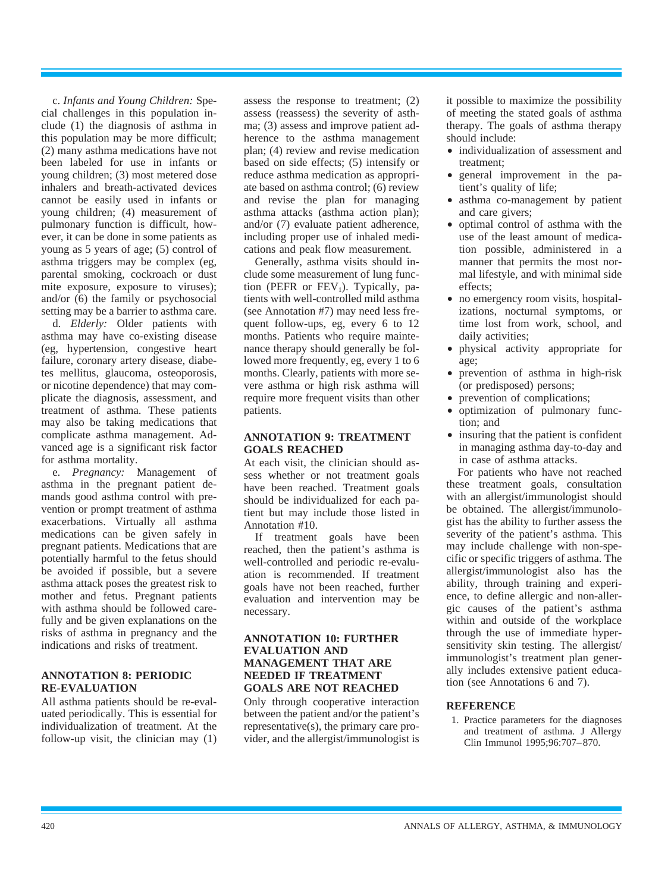c. *Infants and Young Children:* Special challenges in this population include (1) the diagnosis of asthma in this population may be more difficult; (2) many asthma medications have not been labeled for use in infants or young children; (3) most metered dose inhalers and breath-activated devices cannot be easily used in infants or young children; (4) measurement of pulmonary function is difficult, however, it can be done in some patients as young as 5 years of age; (5) control of asthma triggers may be complex (eg, parental smoking, cockroach or dust mite exposure, exposure to viruses); and/or (6) the family or psychosocial setting may be a barrier to asthma care.

d. *Elderly:* Older patients with asthma may have co-existing disease (eg, hypertension, congestive heart failure, coronary artery disease, diabetes mellitus, glaucoma, osteoporosis, or nicotine dependence) that may complicate the diagnosis, assessment, and treatment of asthma. These patients may also be taking medications that complicate asthma management. Advanced age is a significant risk factor for asthma mortality.

e. *Pregnancy:* Management of asthma in the pregnant patient demands good asthma control with prevention or prompt treatment of asthma exacerbations. Virtually all asthma medications can be given safely in pregnant patients. Medications that are potentially harmful to the fetus should be avoided if possible, but a severe asthma attack poses the greatest risk to mother and fetus. Pregnant patients with asthma should be followed carefully and be given explanations on the risks of asthma in pregnancy and the indications and risks of treatment.

## ANNOTATION 8: PERIODIC RE-EVALUATION

All asthma patients should be re-evaluated periodically. This is essential for individualization of treatment. At the follow-up visit, the clinician may (1) assess the response to treatment; (2) assess (reassess) the severity of asthma; (3) assess and improve patient adherence to the asthma management plan; (4) review and revise medication based on side effects; (5) intensify or reduce asthma medication as appropriate based on asthma control; (6) review and revise the plan for managing asthma attacks (asthma action plan); and/or (7) evaluate patient adherence, including proper use of inhaled medications and peak flow measurement.

Generally, asthma visits should include some measurement of lung function (PEFR or $FEV_1$). Typically, patients with well-controlled mild asthma (see Annotation #7) may need less frequent follow-ups, eg, every 6 to 12 months. Patients who require maintenance therapy should generally be followed more frequently, eg, every 1 to 6 months. Clearly, patients with more severe asthma or high risk asthma will require more frequent visits than other patients.

## ANNOTATION 9: TREATMENT GOALS REACHED

At each visit, the clinician should assess whether or not treatment goals have been reached. Treatment goals should be individualized for each patient but may include those listed in Annotation #10.

If treatment goals have been reached, then the patient's asthma is well-controlled and periodic re-evaluation is recommended. If treatment goals have not been reached, further evaluation and intervention may be necessary.

## ANNOTATION 10: FURTHER EVALUATION AND MANAGEMENT THAT ARE NEEDED IF TREATMENT GOALS ARE NOT REACHED

Only through cooperative interaction between the patient and/or the patient's representative(s), the primary care provider, and the allergist/immunologist is it possible to maximize the possibility of meeting the stated goals of asthma therapy. The goals of asthma therapy should include:

- individualization of assessment and treatment;
- general improvement in the patient's quality of life;
- asthma co-management by patient and care givers;
- optimal control of asthma with the use of the least amount of medication possible, administered in a manner that permits the most normal lifestyle, and with minimal side effects;
- no emergency room visits, hospitalizations, nocturnal symptoms, or time lost from work, school, and daily activities;
- physical activity appropriate for age;
- prevention of asthma in high-risk (or predisposed) persons;
- prevention of complications;
- optimization of pulmonary function; and
- insuring that the patient is confident in managing asthma day-to-day and in case of asthma attacks.

For patients who have not reached these treatment goals, consultation with an allergist/immunologist should be obtained. The allergist/immunologist has the ability to further assess the severity of the patient's asthma. This may include challenge with non-specific or specific triggers of asthma. The allergist/immunologist also has the ability, through training and experience, to define allergic and non-allergic causes of the patient's asthma within and outside of the workplace through the use of immediate hypersensitivity skin testing. The allergist/immunologist's treatment plan generally includes extensive patient education (see Annotations 6 and 7).

## REFERENCE

1. Practice parameters for the diagnoses and treatment of asthma. J Allergy Clin Immunol 1995;96:707–870.